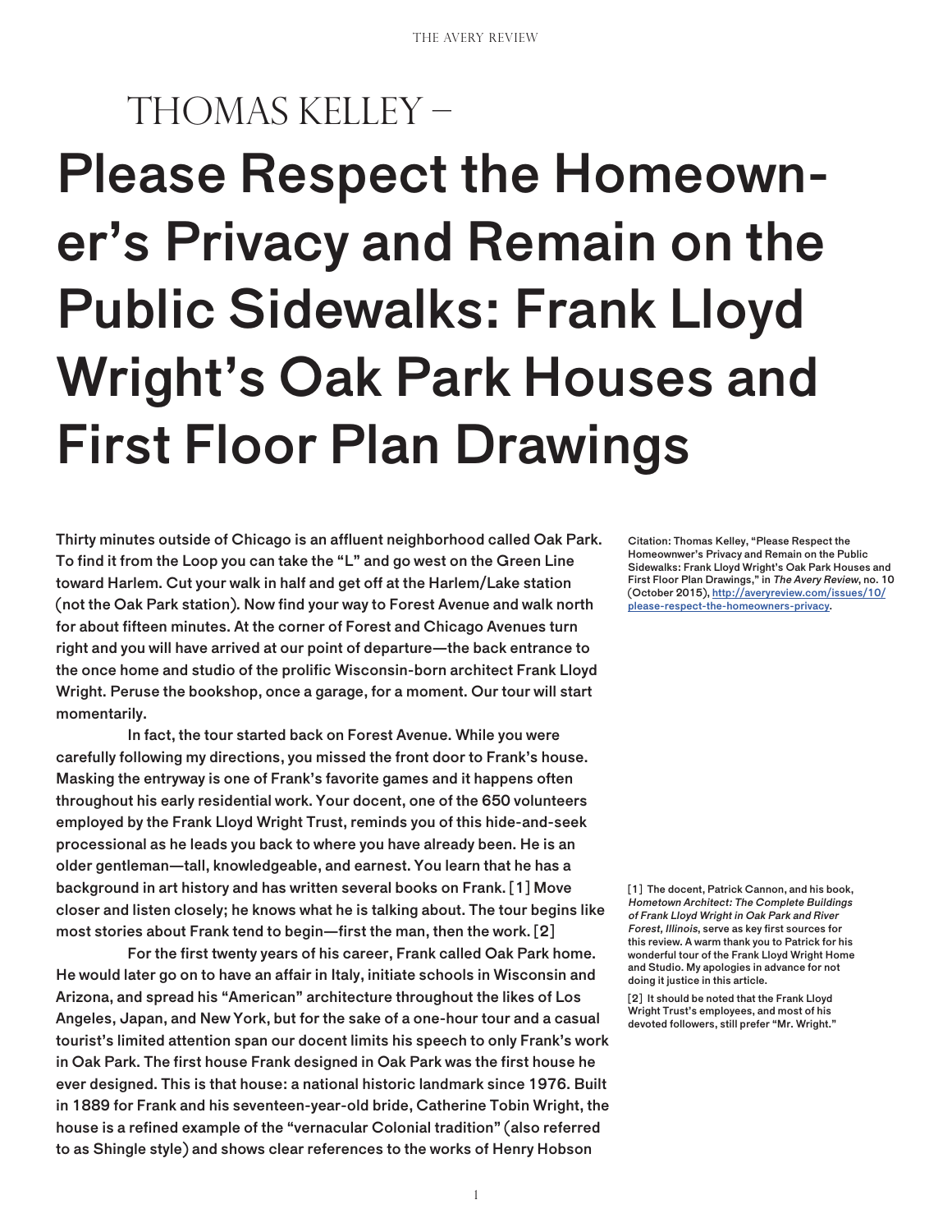THOMAS KELLEY –

# Please Respect the Homeowner's Privacy and Remain on the Public Sidewalks: Frank Lloyd Wright's Oak Park Houses and First Floor Plan Drawings

Citation: Thomas Kelley, "Please Respect the Homeownwer's Privacy and Remain on the Public Sidewalks: Frank Lloyd Wright's Oak Park Houses and First Floor Plan Drawings," in *The Avery Review*, no. 10 (October 2015), http://averyreview.com/issues/10/please-respect-the-homeowners-privacy.

**Thirty minutes outside of Chicago is an affluent neighborhood called Oak Park. To find it from the Loop you can take the "L" and go west on the Green Line toward Harlem. Cut your walk in half and get off at the Harlem/Lake station (not the Oak Park station). Now find your way to Forest Avenue and walk north for about fifteen minutes. At the corner of Forest and Chicago Avenues turn right and you will have arrived at our point of departure—the back entrance to the once home and studio of the prolific Wisconsin-born architect Frank Lloyd Wright. Peruse the bookshop, once a garage, for a moment. Our tour will start momentarily.**

In fact, the tour started back on Forest Avenue. While you were carefully following my directions, you missed the front door to Frank's house. Masking the entryway is one of Frank's favorite games and it happens often throughout his early residential work. Your docent, one of the 650 volunteers employed by the Frank Lloyd Wright Trust, reminds you of this hide-and-seek processional as he leads you back to where you have already been. He is an older gentleman—tall, knowledgeable, and earnest. You learn that he has a background in art history and has written several books on Frank. [1] Move closer and listen closely; he knows what he is talking about. The tour begins like most stories about Frank tend to begin—first the man, then the work. [2]

For the first twenty years of his career, Frank called Oak Park home. He would later go on to have an affair in Italy, initiate schools in Wisconsin and Arizona, and spread his "American" architecture throughout the likes of Los Angeles, Japan, and New York, but for the sake of a one-hour tour and a casual tourist's limited attention span our docent limits his speech to only Frank's work in Oak Park. The first house Frank designed in Oak Park was the first house he ever designed. This is that house: a national historic landmark since 1976. Built in 1889 for Frank and his seventeen-year-old bride, Catherine Tobin Wright, the house is a refined example of the "vernacular Colonial tradition" (also referred to as Shingle style) and shows clear references to the works of Henry Hobson

[1] The docent, Patrick Cannon, and his book, *Hometown Architect: The Complete Buildings of Frank Lloyd Wright in Oak Park and River Forest, Illinois*, serve as key first sources for this review. A warm thank you to Patrick for his wonderful tour of the Frank Lloyd Wright Home and Studio. My apologies in advance for not doing it justice in this article.

[2] It should be noted that the Frank Lloyd Wright Trust's employees, and most of his devoted followers, still prefer "Mr. Wright."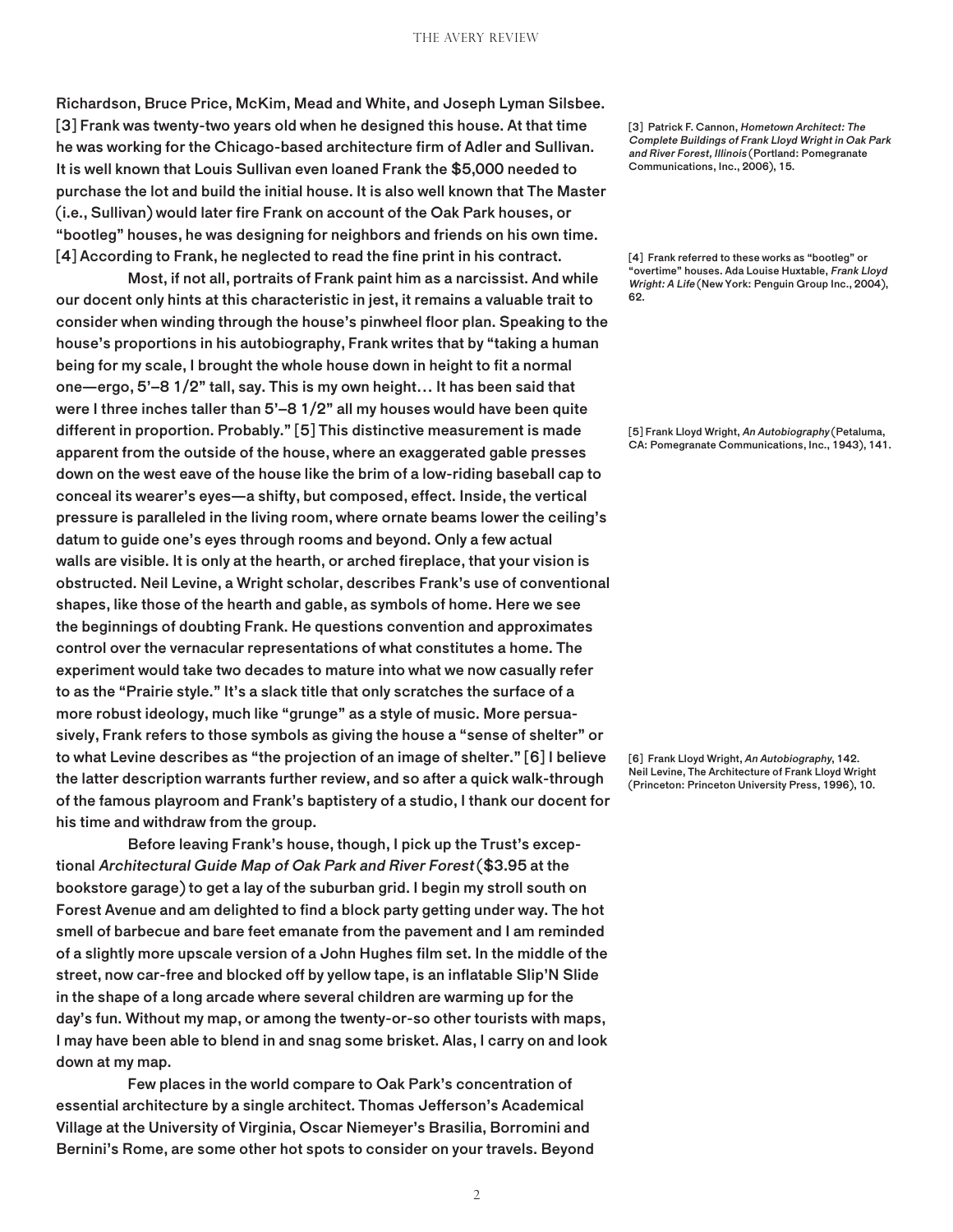Richardson, Bruce Price, McKim, Mead and White, and Joseph Lyman Silsbee. [3] Frank was twenty-two years old when he designed this house. At that time he was working for the Chicago-based architecture firm of Adler and Sullivan. It is well known that Louis Sullivan even loaned Frank the $5,000 needed to purchase the lot and build the initial house. It is also well known that The Master (i.e., Sullivan) would later fire Frank on account of the Oak Park houses, or "bootleg" houses, he was designing for neighbors and friends on his own time. [4] According to Frank, he neglected to read the fine print in his contract.

Most, if not all, portraits of Frank paint him as a narcissist. And while our docent only hints at this characteristic in jest, it remains a valuable trait to consider when winding through the house's pinwheel floor plan. Speaking to the house's proportions in his autobiography, Frank writes that by "taking a human being for my scale, I brought the whole house down in height to fit a normal one—ergo, 5'–8 1/2" tall, say. This is my own height… It has been said that were I three inches taller than 5'–8 1/2" all my houses would have been quite different in proportion. Probably." [5] This distinctive measurement is made apparent from the outside of the house, where an exaggerated gable presses down on the west eave of the house like the brim of a low-riding baseball cap to conceal its wearer's eyes—a shifty, but composed, effect. Inside, the vertical pressure is paralleled in the living room, where ornate beams lower the ceiling's datum to guide one's eyes through rooms and beyond. Only a few actual walls are visible. It is only at the hearth, or arched fireplace, that your vision is obstructed. Neil Levine, a Wright scholar, describes Frank's use of conventional shapes, like those of the hearth and gable, as symbols of home. Here we see the beginnings of doubting Frank. He questions convention and approximates control over the vernacular representations of what constitutes a home. The experiment would take two decades to mature into what we now casually refer to as the "Prairie style." It's a slack title that only scratches the surface of a more robust ideology, much like "grunge" as a style of music. More persuasively, Frank refers to those symbols as giving the house a "sense of shelter" or to what Levine describes as "the projection of an image of shelter." [6] I believe the latter description warrants further review, and so after a quick walk-through of the famous playroom and Frank's baptistery of a studio, I thank our docent for his time and withdraw from the group.

Before leaving Frank's house, though, I pick up the Trust's exceptional *Architectural Guide Map of Oak Park and River Forest* ($3.95 at the bookstore garage) to get a lay of the suburban grid. I begin my stroll south on Forest Avenue and am delighted to find a block party getting under way. The hot smell of barbecue and bare feet emanate from the pavement and I am reminded of a slightly more upscale version of a John Hughes film set. In the middle of the street, now car-free and blocked off by yellow tape, is an inflatable Slip'N Slide in the shape of a long arcade where several children are warming up for the day's fun. Without my map, or among the twenty-or-so other tourists with maps, I may have been able to blend in and snag some brisket. Alas, I carry on and look down at my map.

Few places in the world compare to Oak Park's concentration of essential architecture by a single architect. Thomas Jefferson's Academical Village at the University of Virginia, Oscar Niemeyer's Brasilia, Borromini and Bernini's Rome, are some other hot spots to consider on your travels. Beyond

[3] Patrick F. Cannon, *Hometown Architect: The Complete Buildings of Frank Lloyd Wright in Oak Park and River Forest, Illinois* (Portland: Pomegranate Communications, Inc., 2006), 15.

[4] Frank referred to these works as "bootleg" or "overtime" houses. Ada Louise Huxtable, *Frank Lloyd Wright: A Life* (New York: Penguin Group Inc., 2004), 62.

[5] Frank Lloyd Wright, *An Autobiography* (Petaluma, CA: Pomegranate Communications, Inc., 1943), 141.

[6] Frank Lloyd Wright, *An Autobiography*, 142. Neil Levine, The Architecture of Frank Lloyd Wright (Princeton: Princeton University Press, 1996), 10.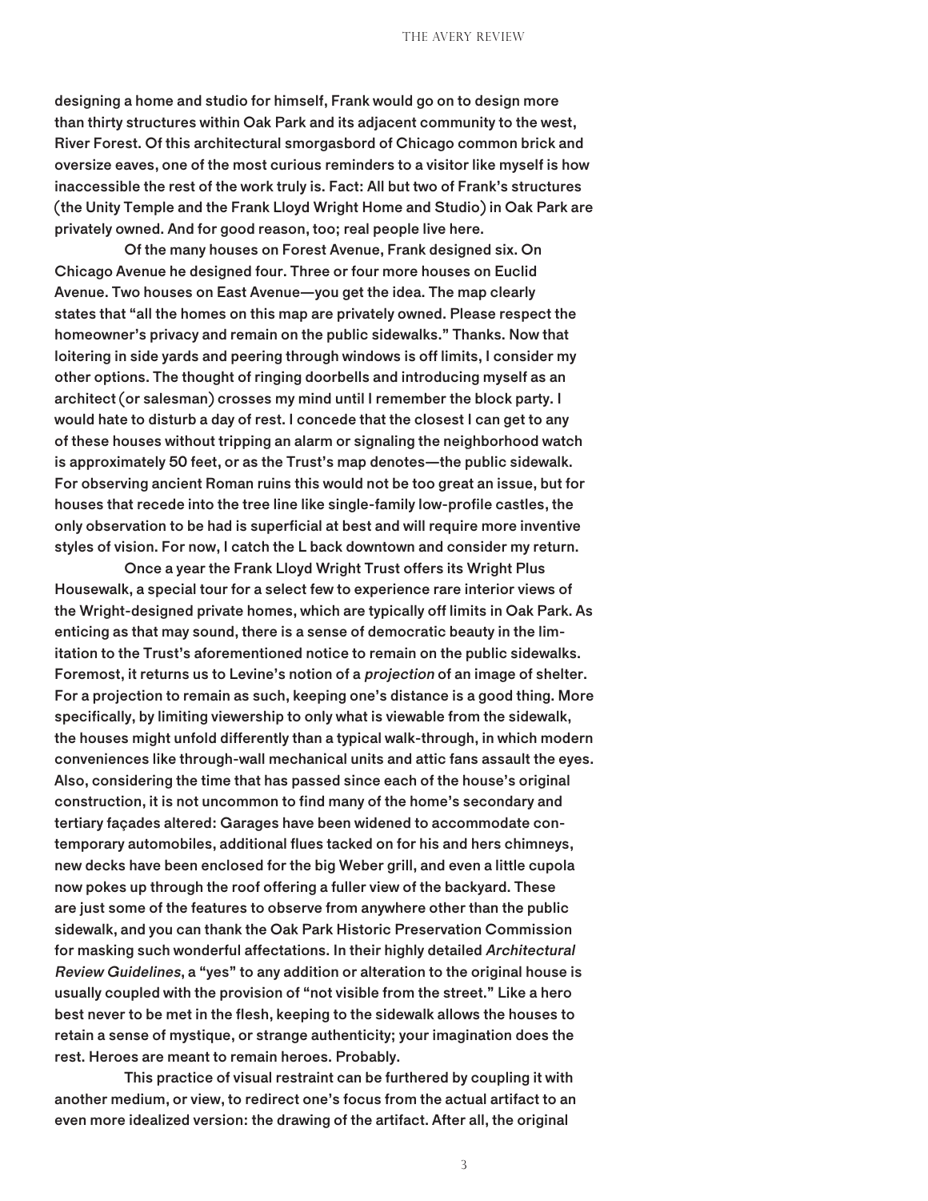designing a home and studio for himself, Frank would go on to design more than thirty structures within Oak Park and its adjacent community to the west, River Forest. Of this architectural smorgasbord of Chicago common brick and oversize eaves, one of the most curious reminders to a visitor like myself is how inaccessible the rest of the work truly is. Fact: All but two of Frank's structures (the Unity Temple and the Frank Lloyd Wright Home and Studio) in Oak Park are privately owned. And for good reason, too; real people live here.

Of the many houses on Forest Avenue, Frank designed six. On Chicago Avenue he designed four. Three or four more houses on Euclid Avenue. Two houses on East Avenue—you get the idea. The map clearly states that "all the homes on this map are privately owned. Please respect the homeowner's privacy and remain on the public sidewalks." Thanks. Now that loitering in side yards and peering through windows is off limits, I consider my other options. The thought of ringing doorbells and introducing myself as an architect (or salesman) crosses my mind until I remember the block party. I would hate to disturb a day of rest. I concede that the closest I can get to any of these houses without tripping an alarm or signaling the neighborhood watch is approximately 50 feet, or as the Trust's map denotes—the public sidewalk. For observing ancient Roman ruins this would not be too great an issue, but for houses that recede into the tree line like single-family low-profile castles, the only observation to be had is superficial at best and will require more inventive styles of vision. For now, I catch the L back downtown and consider my return.

Once a year the Frank Lloyd Wright Trust offers its Wright Plus Housewalk, a special tour for a select few to experience rare interior views of the Wright-designed private homes, which are typically off limits in Oak Park. As enticing as that may sound, there is a sense of democratic beauty in the limitation to the Trust's aforementioned notice to remain on the public sidewalks. Foremost, it returns us to Levine's notion of a *projection* of an image of shelter. For a projection to remain as such, keeping one's distance is a good thing. More specifically, by limiting viewership to only what is viewable from the sidewalk, the houses might unfold differently than a typical walk-through, in which modern conveniences like through-wall mechanical units and attic fans assault the eyes. Also, considering the time that has passed since each of the house's original construction, it is not uncommon to find many of the home's secondary and tertiary façades altered: Garages have been widened to accommodate contemporary automobiles, additional flues tacked on for his and hers chimneys, new decks have been enclosed for the big Weber grill, and even a little cupola now pokes up through the roof offering a fuller view of the backyard. These are just some of the features to observe from anywhere other than the public sidewalk, and you can thank the Oak Park Historic Preservation Commission for masking such wonderful affectations. In their highly detailed *Architectural Review Guidelines*, a "yes" to any addition or alteration to the original house is usually coupled with the provision of "not visible from the street." Like a hero best never to be met in the flesh, keeping to the sidewalk allows the houses to retain a sense of mystique, or strange authenticity; your imagination does the rest. Heroes are meant to remain heroes. Probably.

This practice of visual restraint can be furthered by coupling it with another medium, or view, to redirect one's focus from the actual artifact to an even more idealized version: the drawing of the artifact. After all, the original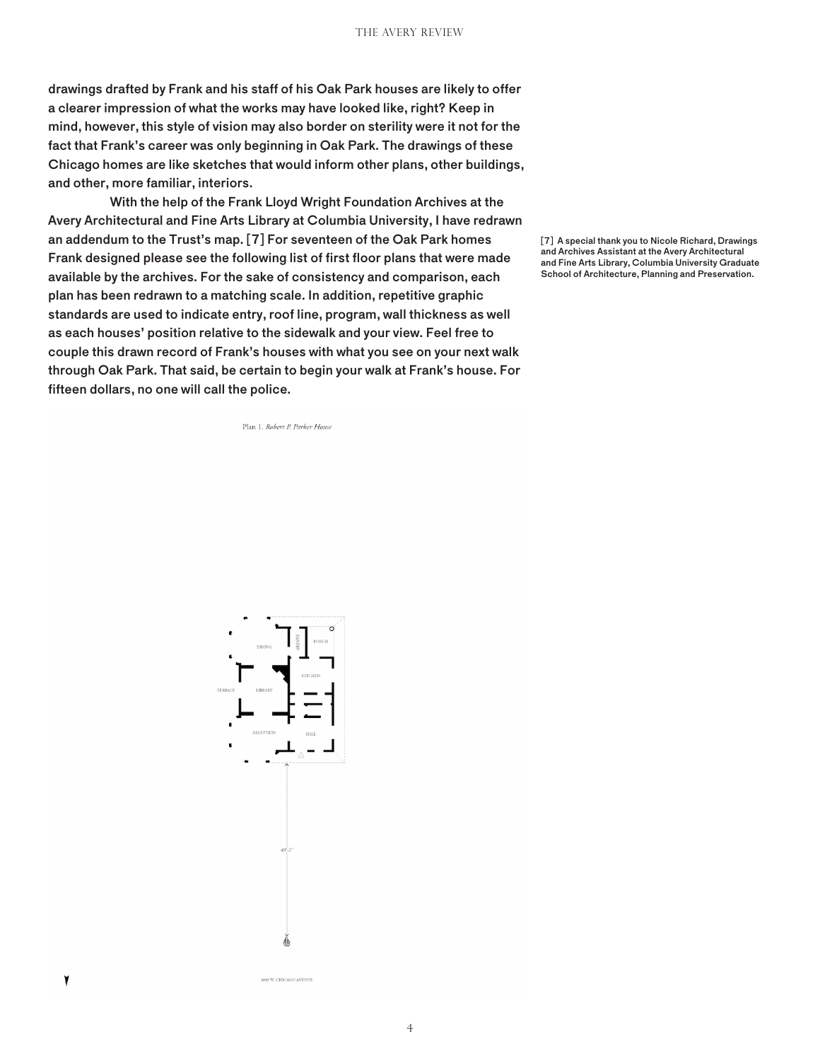drawings drafted by Frank and his staff of his Oak Park houses are likely to offer a clearer impression of what the works may have looked like, right? Keep in mind, however, this style of vision may also border on sterility were it not for the fact that Frank's career was only beginning in Oak Park. The drawings of these Chicago homes are like sketches that would inform other plans, other buildings, and other, more familiar, interiors.

With the help of the Frank Lloyd Wright Foundation Archives at the Avery Architectural and Fine Arts Library at Columbia University, I have redrawn an addendum to the Trust's map. [7] For seventeen of the Oak Park homes Frank designed please see the following list of first floor plans that were made available by the archives. For the sake of consistency and comparison, each plan has been redrawn to a matching scale. In addition, repetitive graphic standards are used to indicate entry, roof line, program, wall thickness as well as each houses' position relative to the sidewalk and your view. Feel free to couple this drawn record of Frank's houses with what you see on your next walk through Oak Park. That said, be certain to begin your walk at Frank's house. For fifteen dollars, no one will call the police.

[7] A special thank you to Nicole Richard, Drawings and Archives Assistant at the Avery Architectural and Fine Arts Library, Columbia University Graduate School of Architecture, Planning and Preservation.

Plan 1. *Robert P. Parker House*

DINING PANTRY PORCH KITCHEN TERRACE LIBRARY RECEPTION HALL

49'-2"

1019 W. CHICAGO AVENUE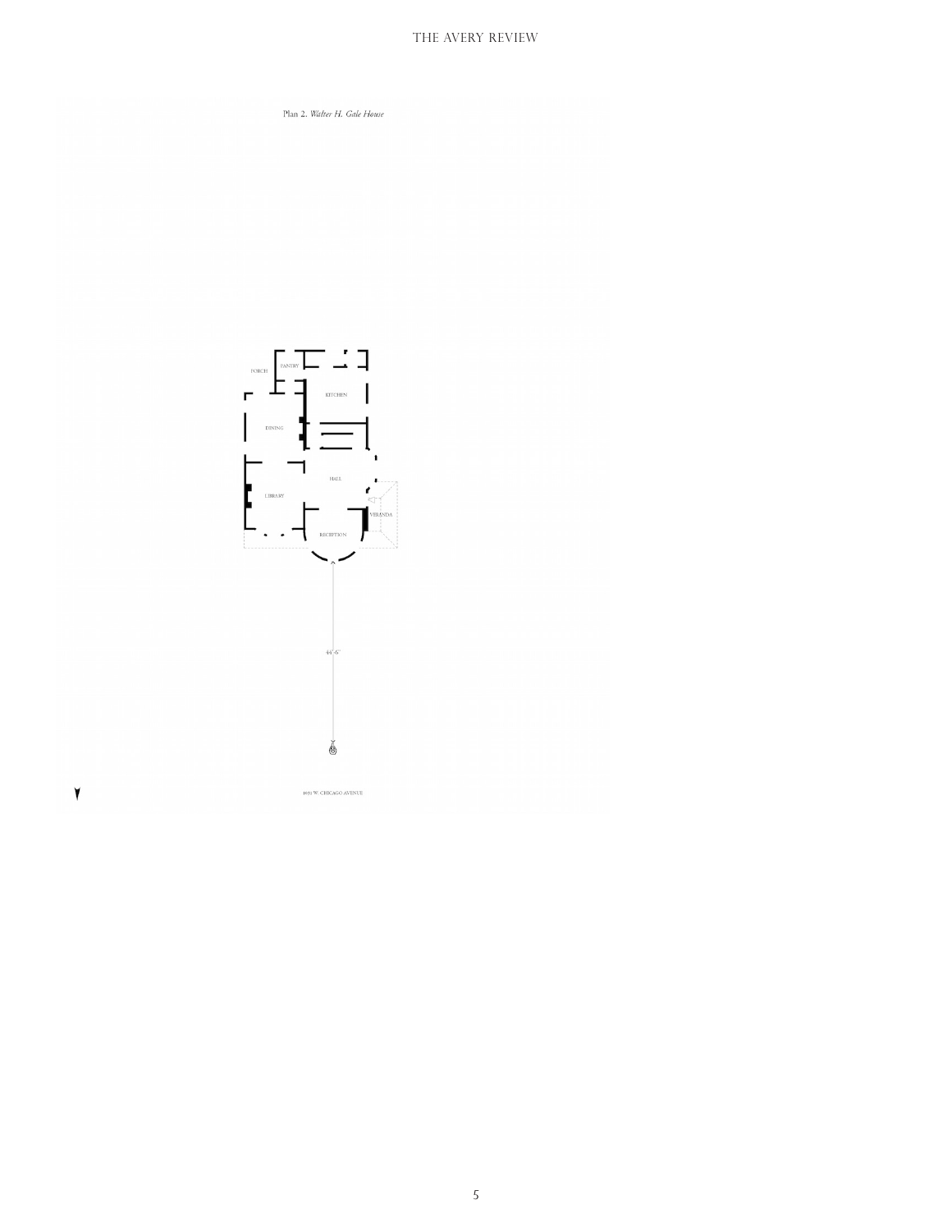Plan 2. *Walter H. Gale House*

PORCH

PANTRY

KITCHEN

DINING

HALL

LIBRARY

VERANDA

RECEPTION

44'-6"

1031 W. CHICAGO AVENUE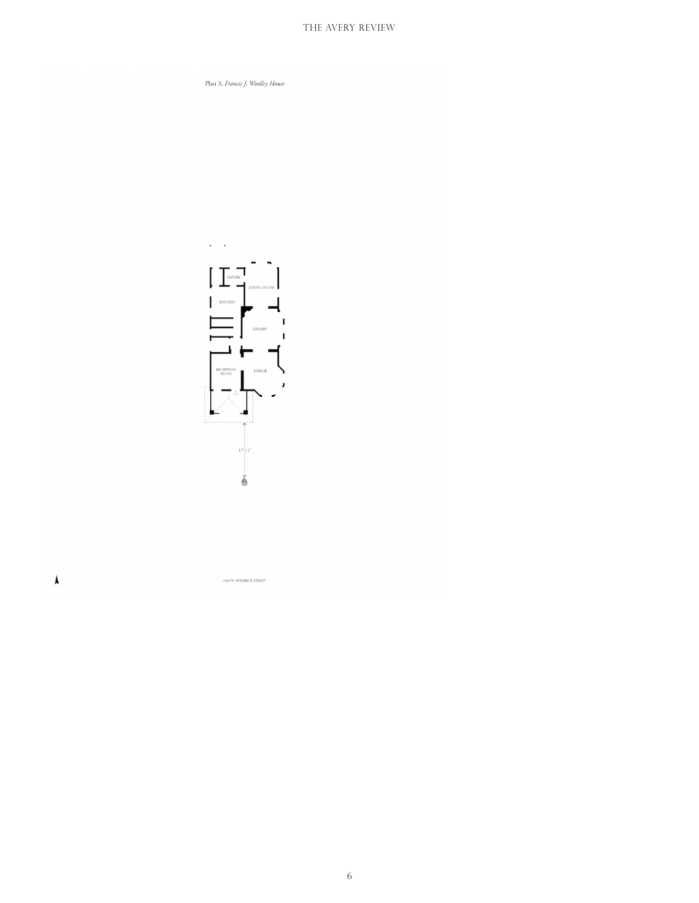Plan 3. *Francis J. Woolley House*

PANTRY

DINING ROOM

KITCHEN

LIBRARY

RECEPTION ROOM

PARLOR

17'-11"

1059 W. SUPERIOR STREET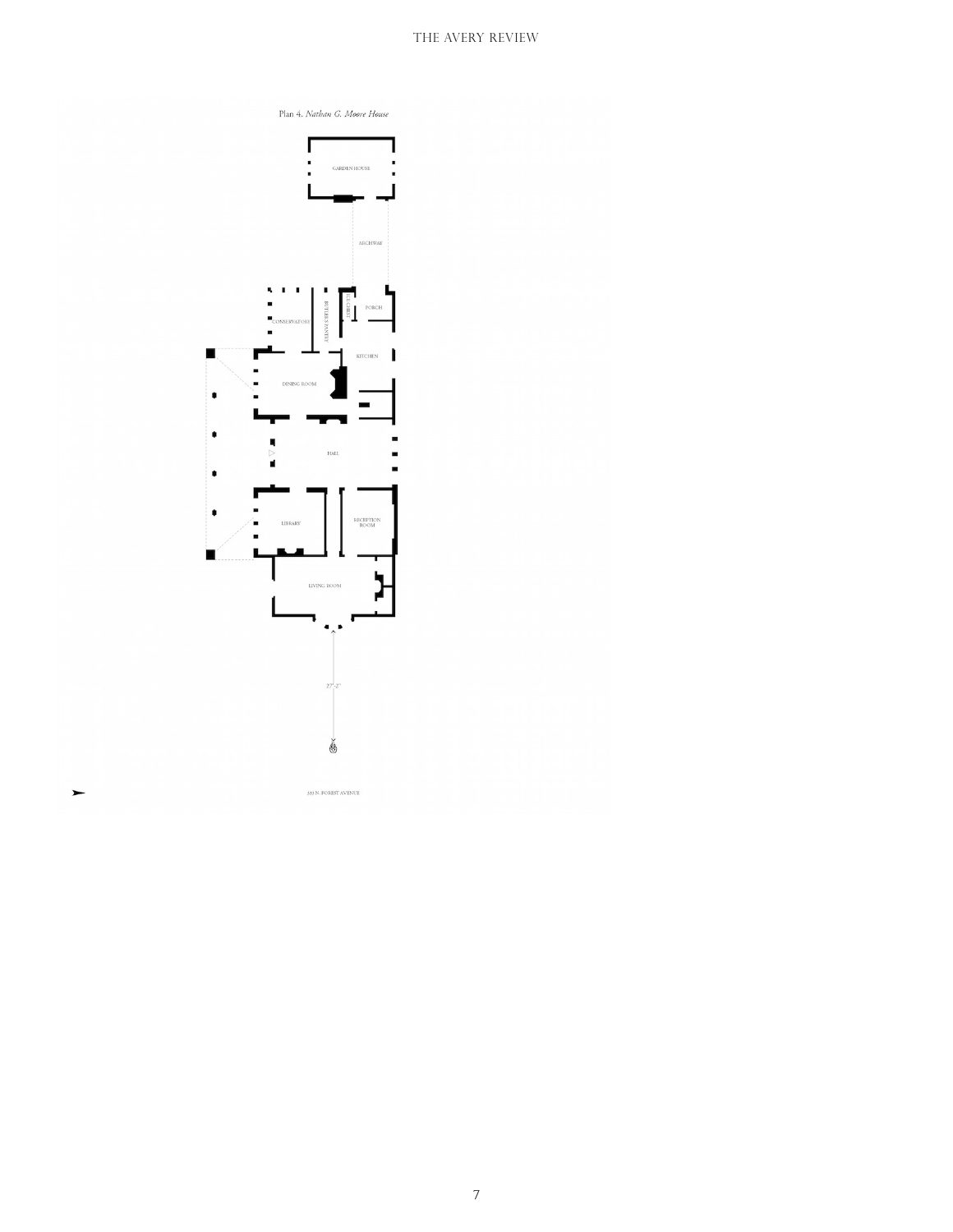Plan 4. *Nathan G. Moore House*

GARDEN HOUSE

ARCHWAY

CONSERVATORY

BUTLER'S PANTRY

KITCHEN

PORCH

KITCHEN

DINING ROOM

HALL

LIBRARY

RECEPTION ROOM

LIVING ROOM

27'-2"

333 N. FOREST AVENUE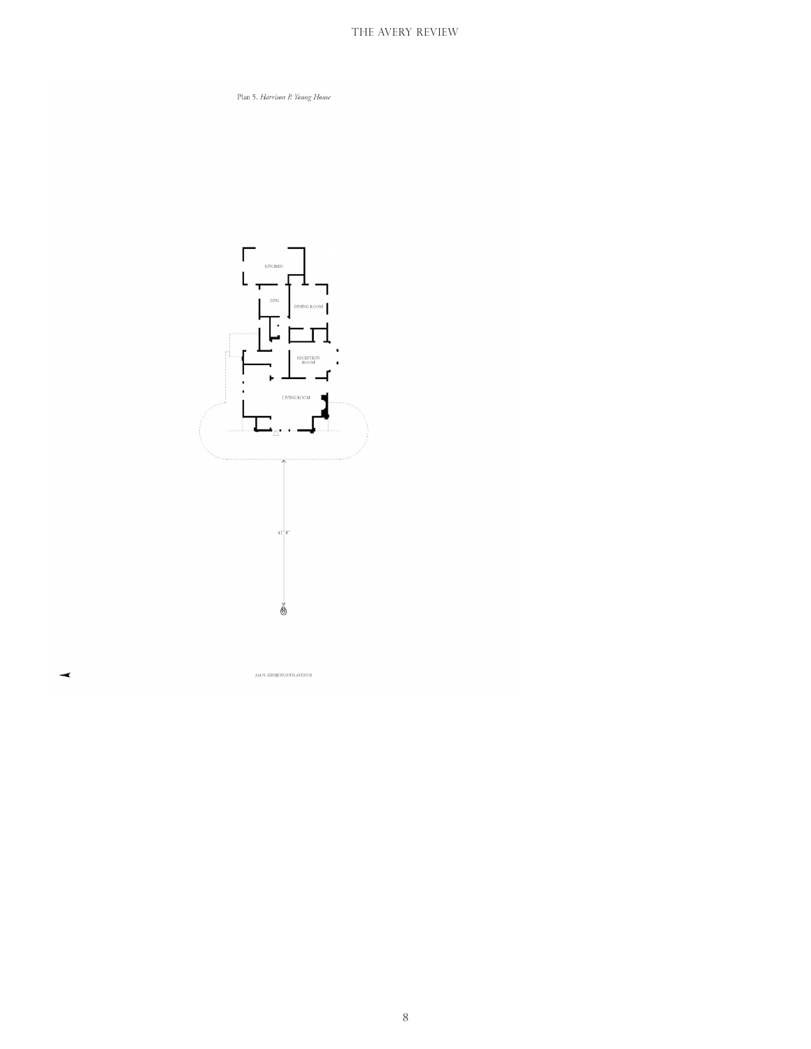Plan 5. *Harrison P. Young House*

KITCHEN

DEN

DINING ROOM

RECEPTION ROOM

LIVING ROOM

41'-8"

334 N. KENILWORTH AVENUE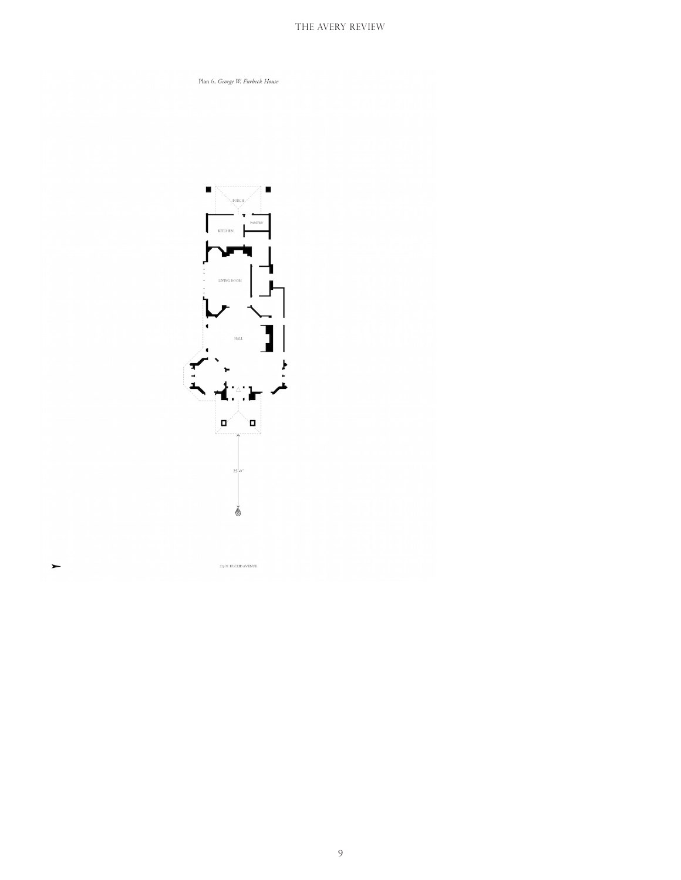Plan 6. *George W. Furbeck House*

PORCH

KITCHEN

PANTRY

LIVING ROOM

HALL

25'-0"

223 N. EUCLID AVENUE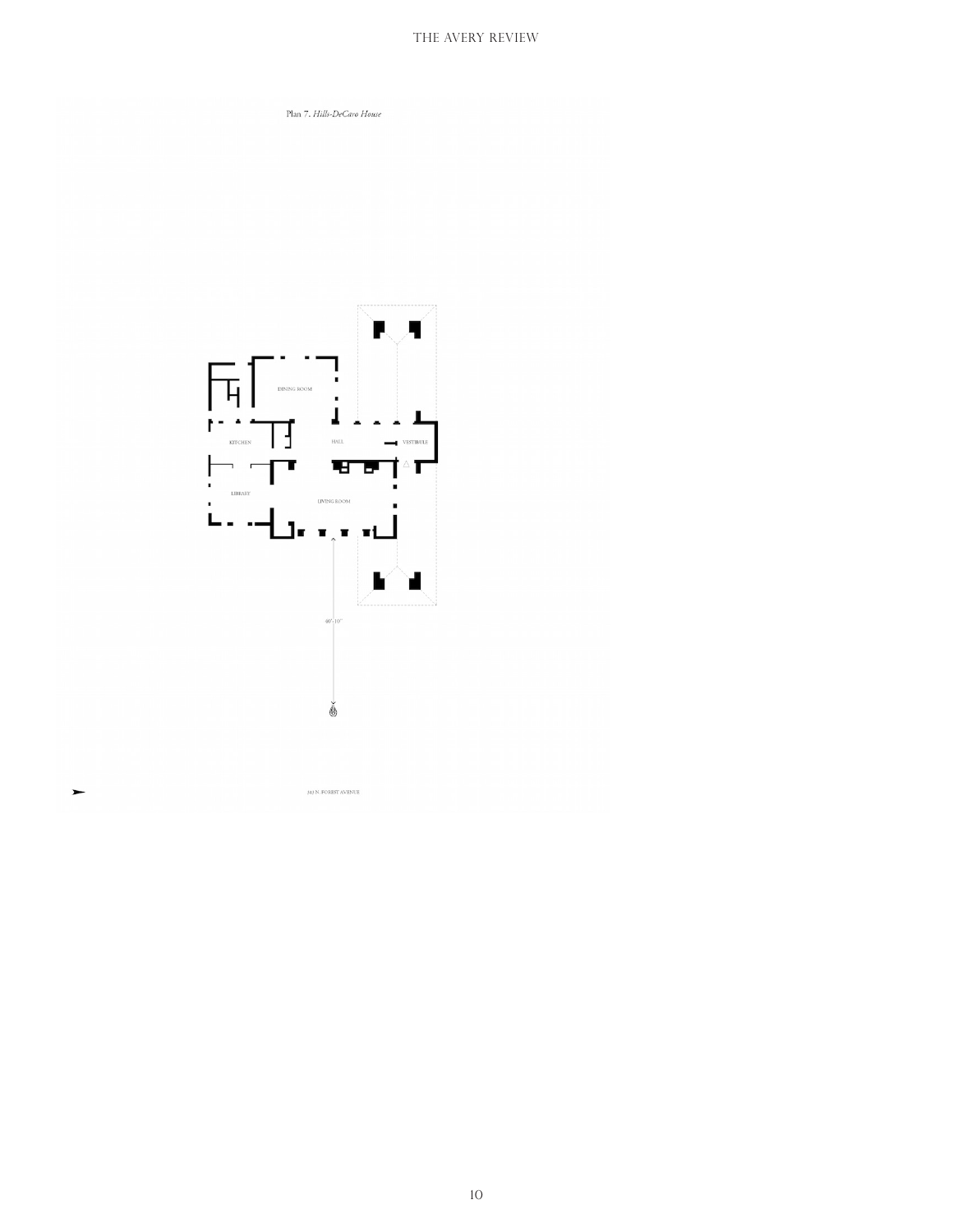Plan 7. *Hills-DeCaro House*

DINING ROOM

KITCHEN

HALL

VESTIBULE

LIBRARY

LIVING ROOM

40'-10"

313 N. FOREST AVENUE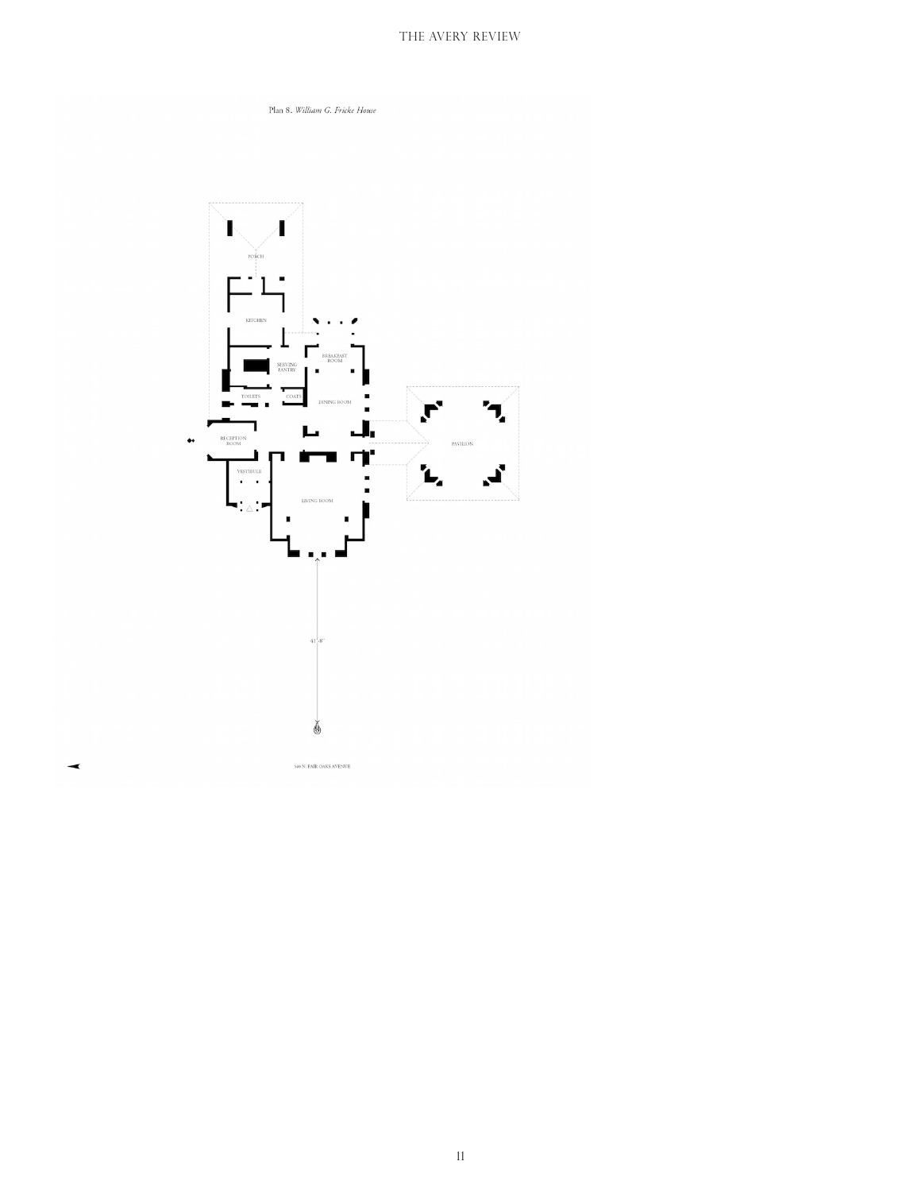Plan 8. *William G. Fricke House*

PORCH

KITCHEN

SERVING PANTRY

BREAKFAST ROOM

TOILETS

COATS

DINING ROOM

RECEPTION ROOM

PAVILION

VESTIBULE

LIVING ROOM

41'-8"

540 N. FAIR OAKS AVENUE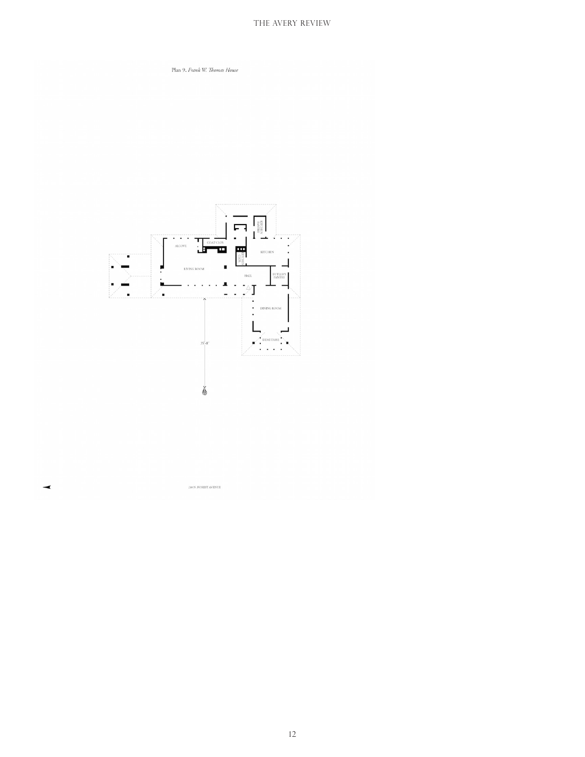Plan 9. *Frank W. Thomas House*

ALCOVE

COAT CLOS.

KITCHEN PANTRY

KITCHEN

LIVING ROOM

HALL

BUTLER'S PANTRY

DINING ROOM

DEMITASSE

35'-8"

210 N. FOREST AVENUE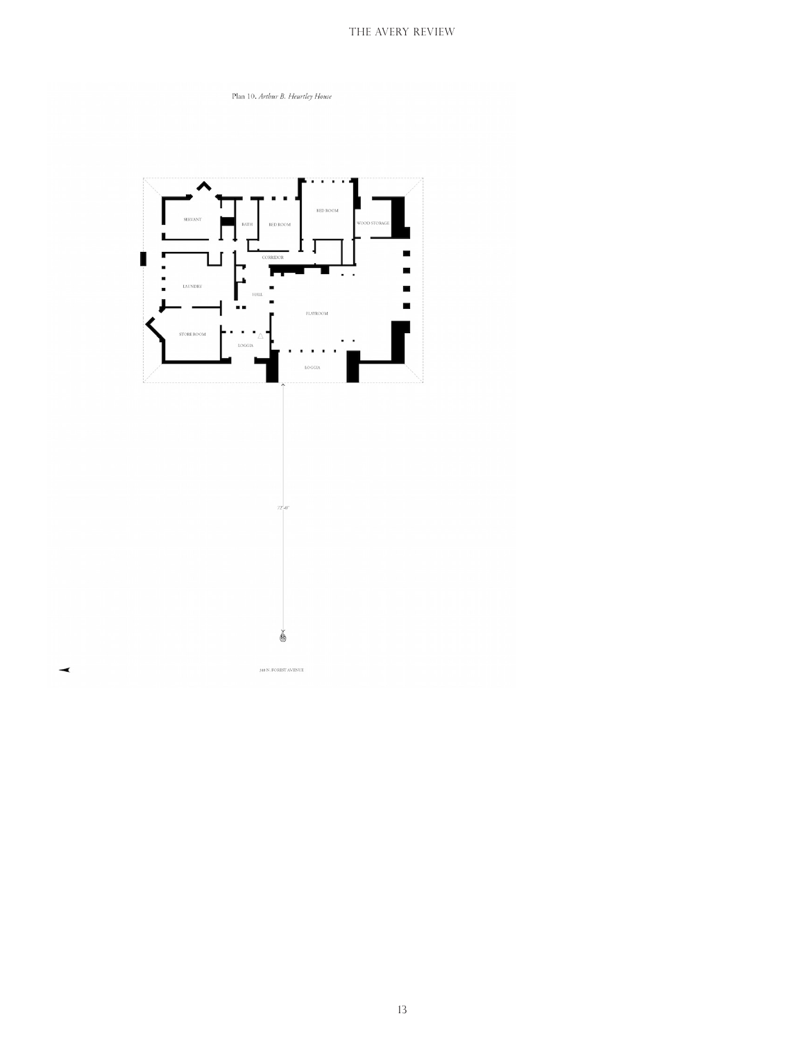Plan 10. *Arthur B. Heurtley House*

SERVANT

BATH

BED ROOM

BED ROOM

WOOD STORAGE

CORRIDOR

LAUNDRY

HALL

PLAYROOM

STORE ROOM

LOGGIA

LOGGIA

72'-0"

318 N. FOREST AVENUE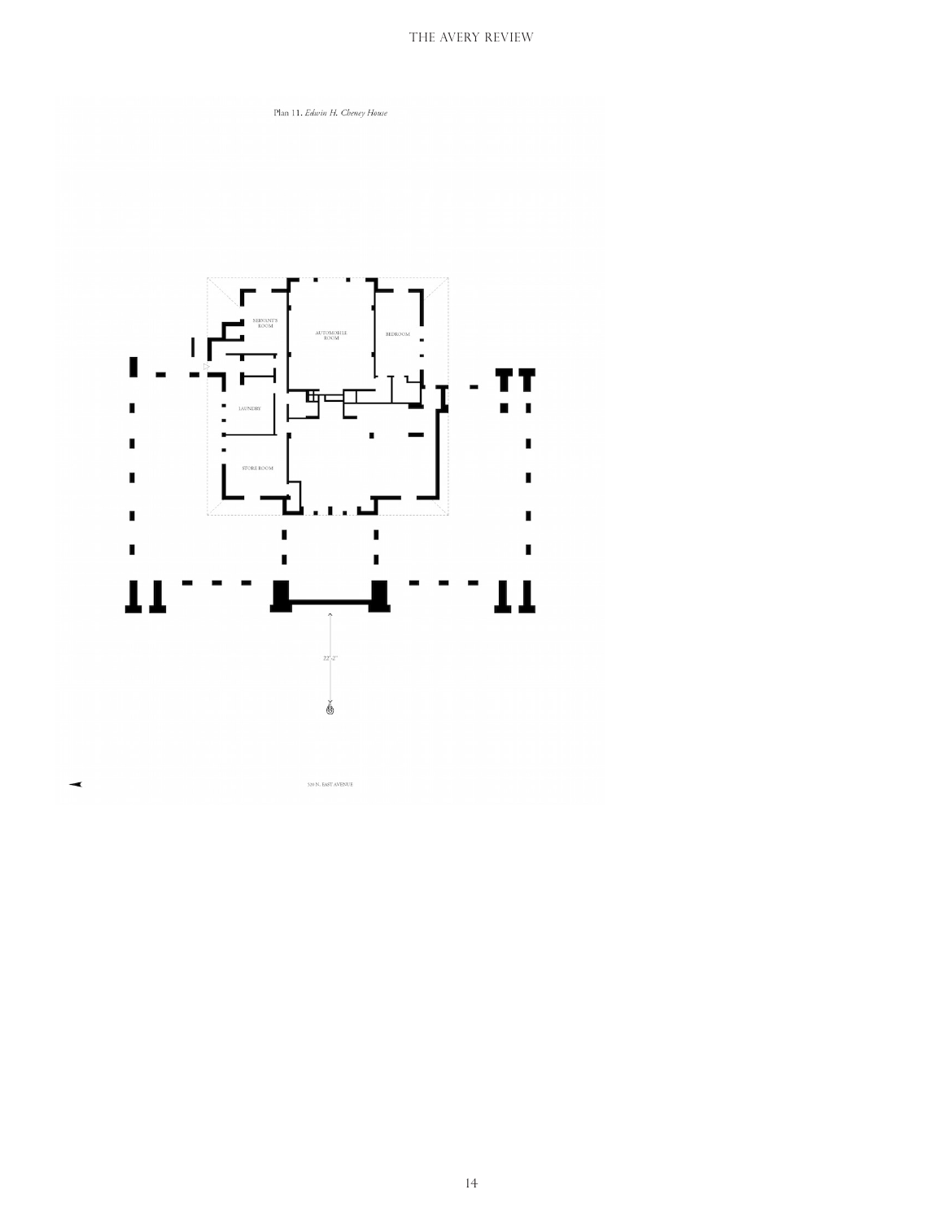Plan 11. *Edwin H. Cheney House*

SERVANT'S ROOM

AUTOMOBILE ROOM

BEDROOM

LAUNDRY

STORE ROOM

22'-2"

520 N. EAST AVENUE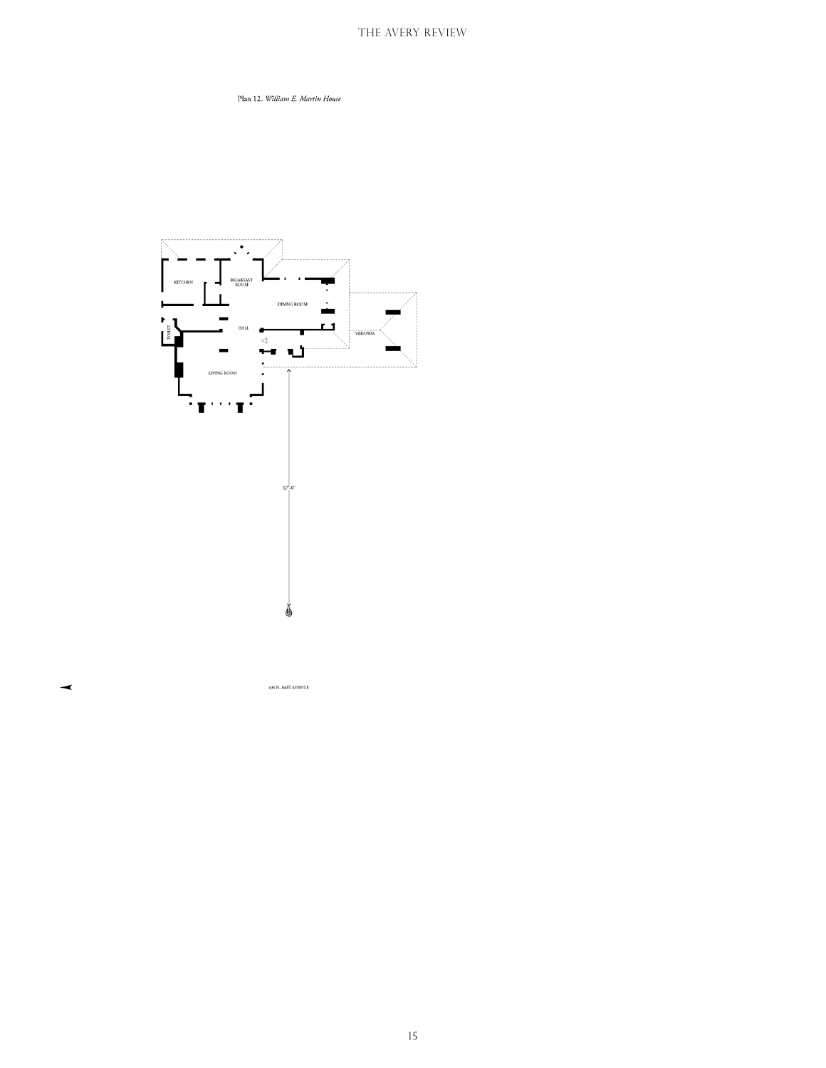Plan 12. *William E. Martin House*

KITCHEN

BREAKFAST ROOM

DINING ROOM

TOILET

HALL

VERANDA

LIVING ROOM

67'-0"

636 N. EAST AVENUE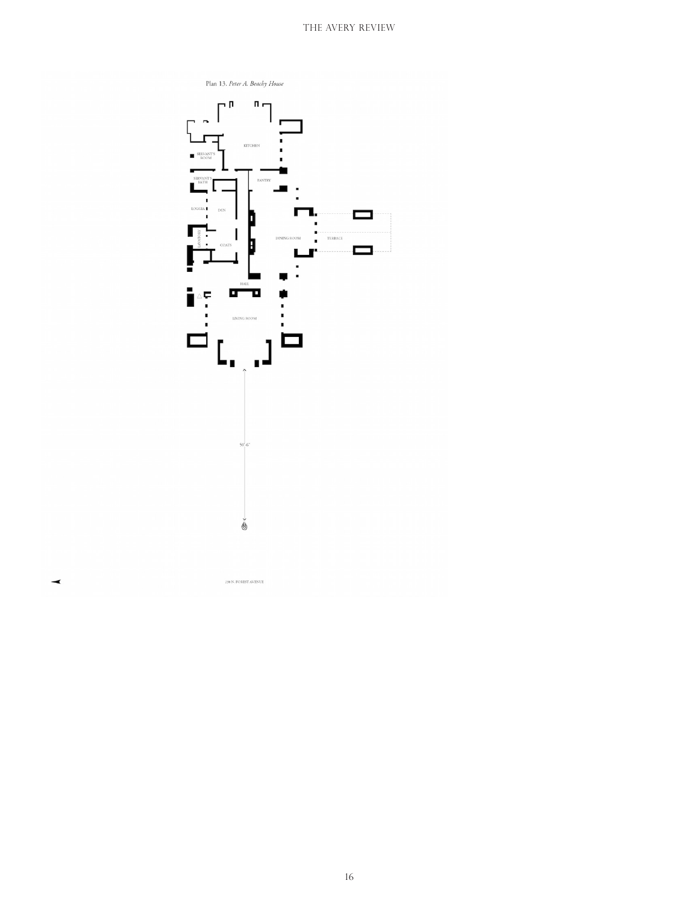Plan 13. *Peter A. Beachy House*

KITCHEN

SERVANT'S ROOM

SERVANT'S BATH

PANTRY

LOGGIA

DEN

LAVATORY

COATS

DINING ROOM

TERRACE

HALL

LIVING ROOM

50'-6"

238 N. FOREST AVENUE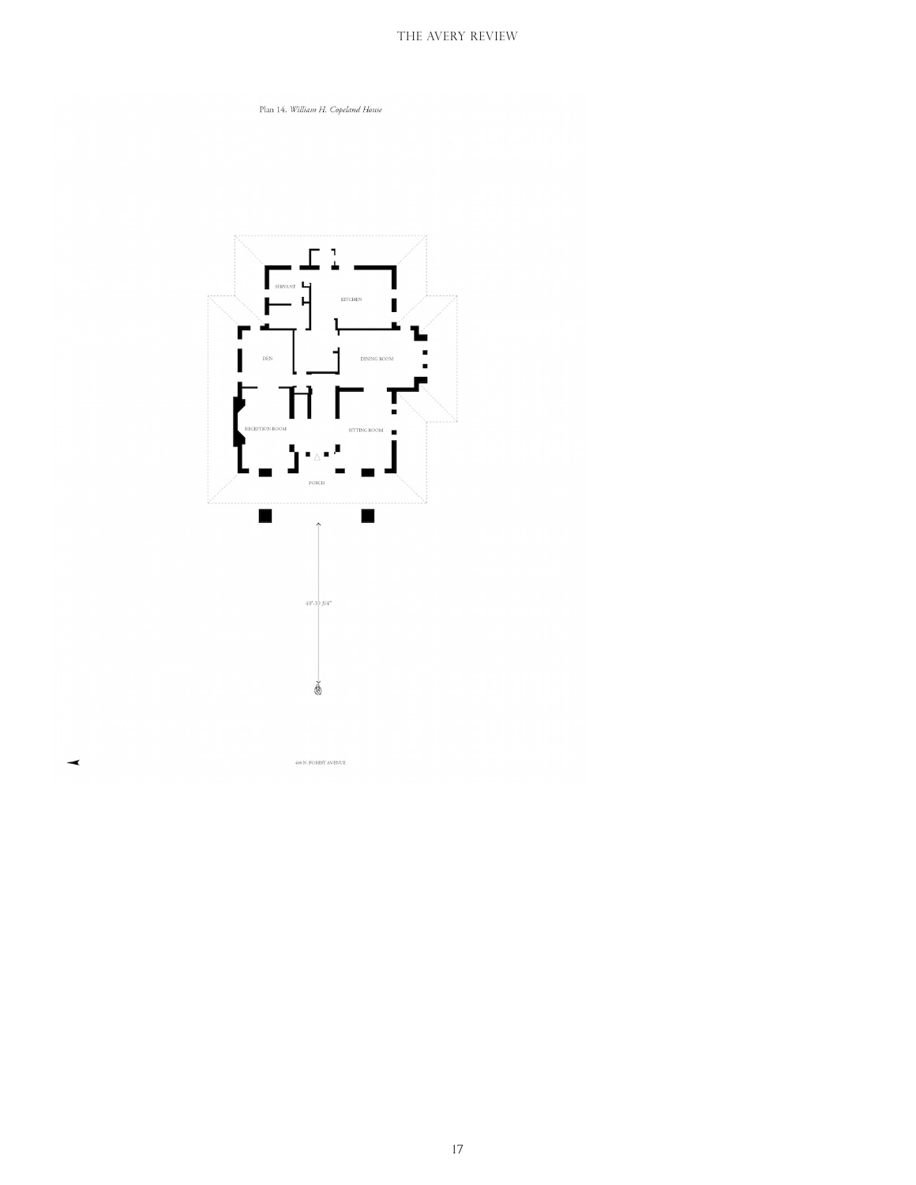Plan 14. *William H. Copeland House*

SERVANT

KITCHEN

DEN

DINING ROOM

RECEPTION ROOM

SITTING ROOM

PORCH

40'-10 3/4"

400 N. FOREST AVENUE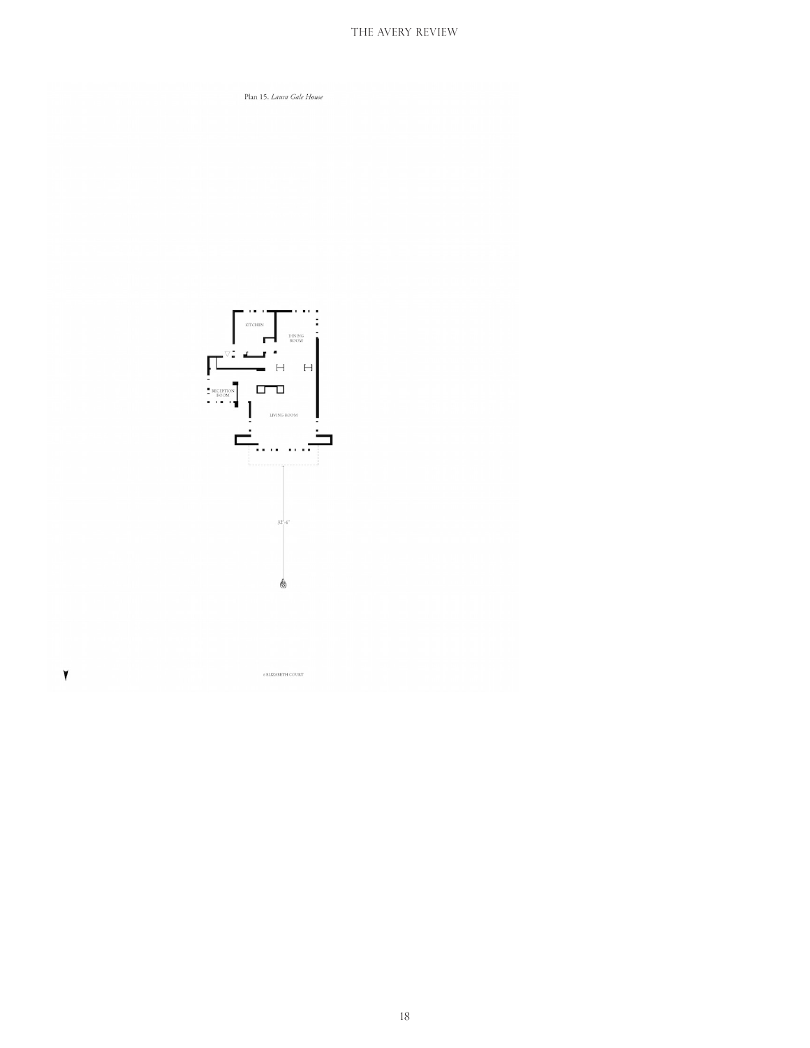Plan 15. *Laura Gale House*

KITCHEN

DINING ROOM

RECEPTION ROOM

LIVING ROOM

32'-4"

© ELIZABETH COURT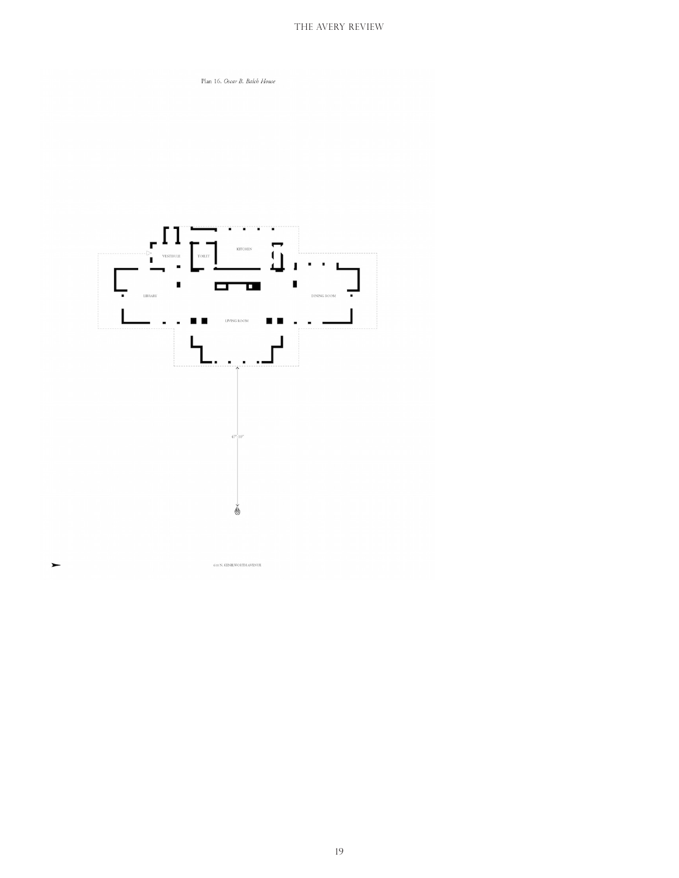Plan 16. *Oscar B. Balch House*

VESTIBULE

TOILET

KITCHEN

LIBRARY

DINING ROOM

LIVING ROOM

47'–10"

611 N. KENILWORTH AVENUE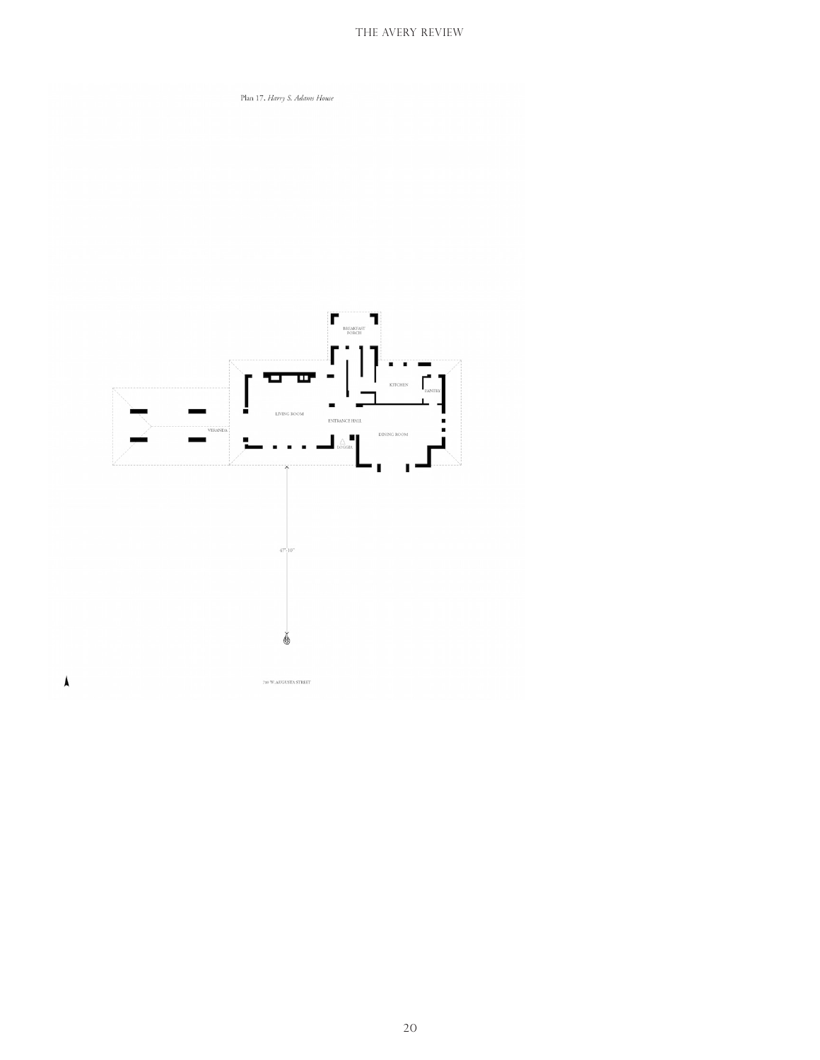Plan 17. *Harry S. Adams House*

BREAKFAST PORCH

KITCHEN

PANTRY

LIVING ROOM

ENTRANCE HALL

DINING ROOM

VERANDA

LOGGIA

47'-10"

710 W. AUGUSTA STREET